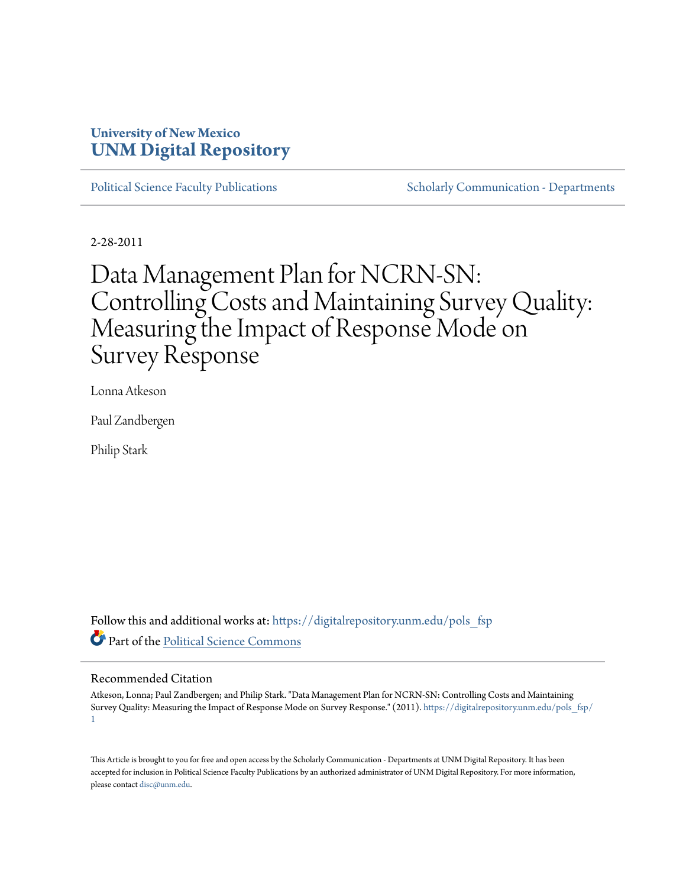University of New Mexico

# UNM Digital Repository

Political Science Faculty Publications

Scholarly Communication - Departments

2-28-2011

# Data Management Plan for NCRN-SN: Controlling Costs and Maintaining Survey Quality: Measuring the Impact of Response Mode on Survey Response

Lonna Atkeson

Paul Zandbergen

Philip Stark

Follow this and additional works at: https://digitalrepository.unm.edu/pols_fsp

Part of the Political Science Commons

## Recommended Citation

Atkeson, Lonna; Paul Zandbergen; and Philip Stark. "Data Management Plan for NCRN-SN: Controlling Costs and Maintaining Survey Quality: Measuring the Impact of Response Mode on Survey Response." (2011). https://digitalrepository.unm.edu/pols_fsp/1

This Article is brought to you for free and open access by the Scholarly Communication - Departments at UNM Digital Repository. It has been accepted for inclusion in Political Science Faculty Publications by an authorized administrator of UNM Digital Repository. For more information, please contact disc@unm.edu.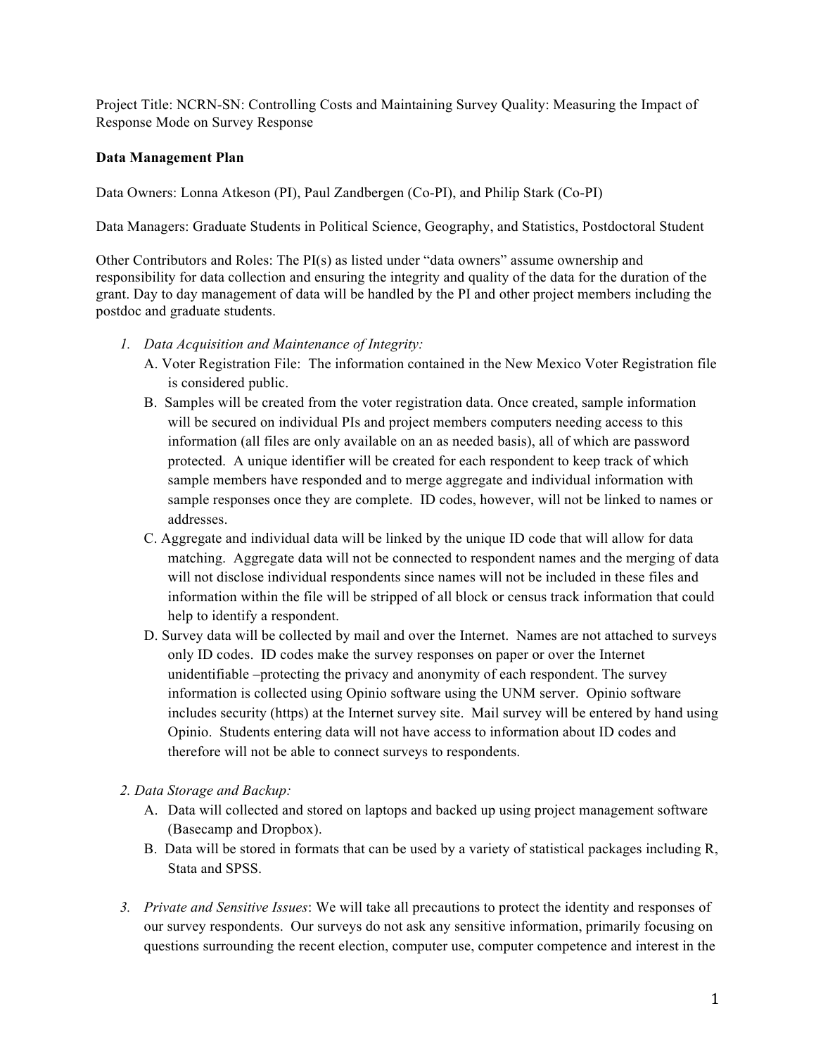Project Title: NCRN-SN: Controlling Costs and Maintaining Survey Quality: Measuring the Impact of Response Mode on Survey Response

**Data Management Plan**

Data Owners: Lonna Atkeson (PI), Paul Zandbergen (Co-PI), and Philip Stark (Co-PI)

Data Managers: Graduate Students in Political Science, Geography, and Statistics, Postdoctoral Student

Other Contributors and Roles: The PI(s) as listed under "data owners" assume ownership and responsibility for data collection and ensuring the integrity and quality of the data for the duration of the grant. Day to day management of data will be handled by the PI and other project members including the postdoc and graduate students.

1. *Data Acquisition and Maintenance of Integrity:*
   - A. Voter Registration File: The information contained in the New Mexico Voter Registration file is considered public.
   - B. Samples will be created from the voter registration data. Once created, sample information will be secured on individual PIs and project members computers needing access to this information (all files are only available on an as needed basis), all of which are password protected. A unique identifier will be created for each respondent to keep track of which sample members have responded and to merge aggregate and individual information with sample responses once they are complete. ID codes, however, will not be linked to names or addresses.
   - C. Aggregate and individual data will be linked by the unique ID code that will allow for data matching. Aggregate data will not be connected to respondent names and the merging of data will not disclose individual respondents since names will not be included in these files and information within the file will be stripped of all block or census track information that could help to identify a respondent.
   - D. Survey data will be collected by mail and over the Internet. Names are not attached to surveys only ID codes. ID codes make the survey responses on paper or over the Internet unidentifiable –protecting the privacy and anonymity of each respondent. The survey information is collected using Opinio software using the UNM server. Opinio software includes security (https) at the Internet survey site. Mail survey will be entered by hand using Opinio. Students entering data will not have access to information about ID codes and therefore will not be able to connect surveys to respondents.

2. *Data Storage and Backup:*
   - A. Data will collected and stored on laptops and backed up using project management software (Basecamp and Dropbox).
   - B. Data will be stored in formats that can be used by a variety of statistical packages including R, Stata and SPSS.

3. *Private and Sensitive Issues*: We will take all precautions to protect the identity and responses of our survey respondents. Our surveys do not ask any sensitive information, primarily focusing on questions surrounding the recent election, computer use, computer competence and interest in the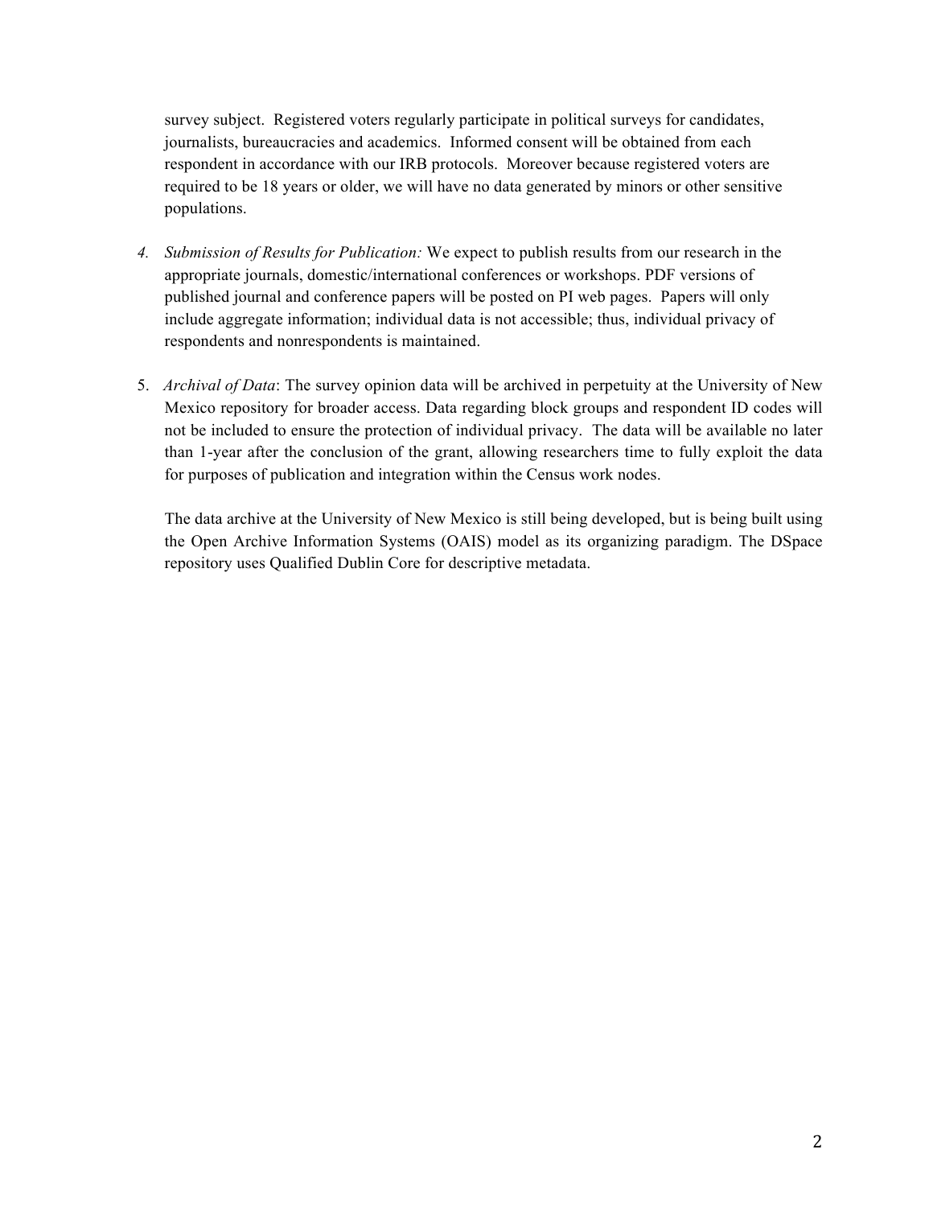survey subject. Registered voters regularly participate in political surveys for candidates, journalists, bureaucracies and academics. Informed consent will be obtained from each respondent in accordance with our IRB protocols. Moreover because registered voters are required to be 18 years or older, we will have no data generated by minors or other sensitive populations.

4. *Submission of Results for Publication:* We expect to publish results from our research in the appropriate journals, domestic/international conferences or workshops. PDF versions of published journal and conference papers will be posted on PI web pages. Papers will only include aggregate information; individual data is not accessible; thus, individual privacy of respondents and nonrespondents is maintained.

5. *Archival of Data*: The survey opinion data will be archived in perpetuity at the University of New Mexico repository for broader access. Data regarding block groups and respondent ID codes will not be included to ensure the protection of individual privacy. The data will be available no later than 1-year after the conclusion of the grant, allowing researchers time to fully exploit the data for purposes of publication and integration within the Census work nodes.

   The data archive at the University of New Mexico is still being developed, but is being built using the Open Archive Information Systems (OAIS) model as its organizing paradigm. The DSpace repository uses Qualified Dublin Core for descriptive metadata.